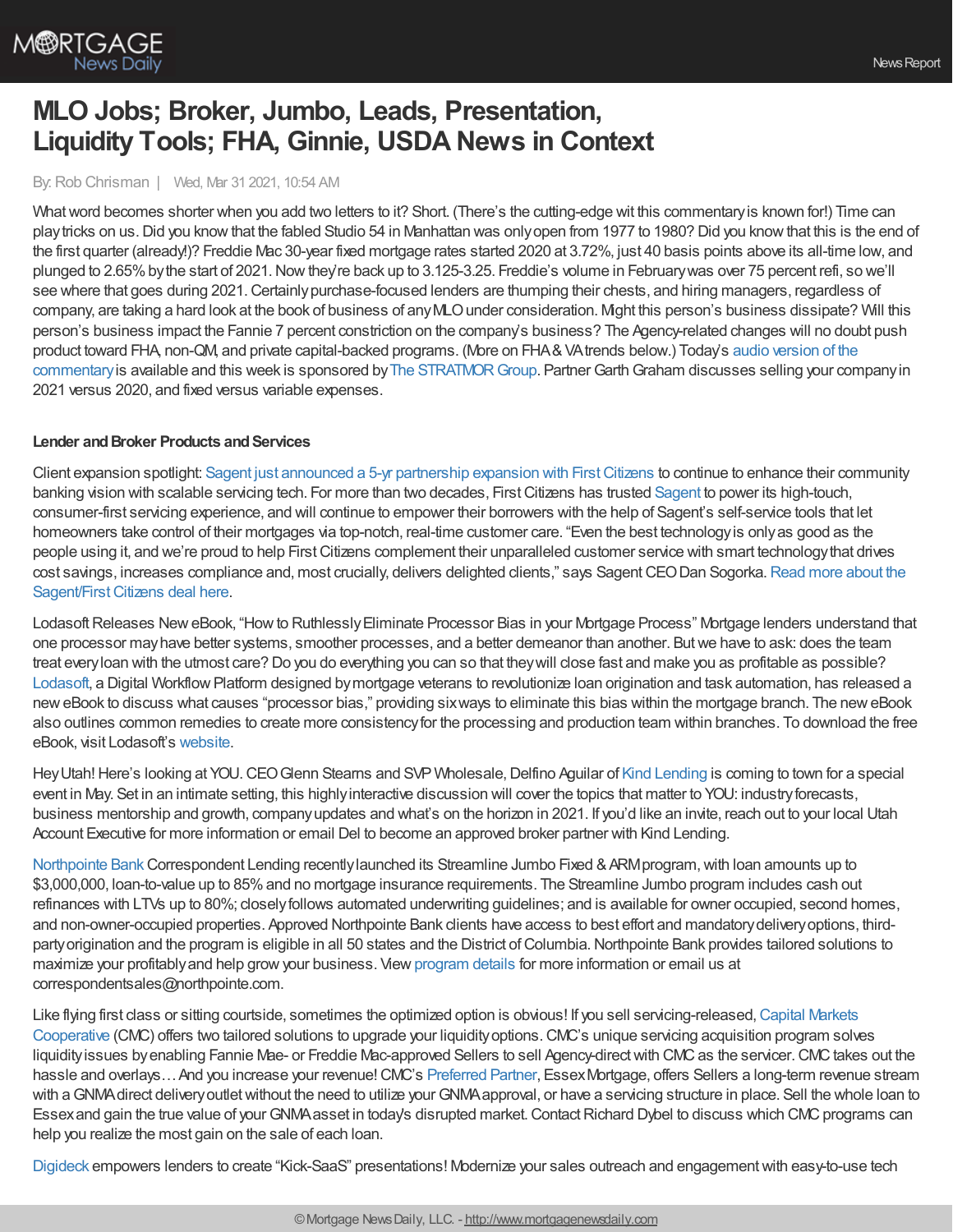# MLO Jobs; Broker, Jumbo, Leads, Presentation, Liquidity Tools; FHA, Ginnie, USDA News in Context

By: Rob Chrisman | Wed, Mar 31 2021, 10:54 AM

What word becomes shorter when you add two letters to it? Short. (There's the cutting-edge wit this commentary is known for!) Time can play tricks on us. Did you know that the fabled Studio 54 in Manhattan was only open from 1977 to 1980? Did you know that this is the end of the first quarter (already!)? Freddie Mac 30-year fixed mortgage rates started 2020 at 3.72%, just 40 basis points above its all-time low, and plunged to 2.65% by the start of 2021. Now they're back up to 3.125-3.25. Freddie's volume in February was over 75 percent refi, so we'll see where that goes during 2021. Certainly purchase-focused lenders are thumping their chests, and hiring managers, regardless of company, are taking a hard look at the book of business of any MLO under consideration. Might this person's business dissipate? Will this person's business impact the Fannie 7 percent constriction on the company's business? The Agency-related changes will no doubt push product toward FHA, non-QM, and private capital-backed programs. (More on FHA & VA trends below.) Today's audio version of the commentary is available and this week is sponsored by The STRATMOR Group. Partner Garth Graham discusses selling your company in 2021 versus 2020, and fixed versus variable expenses.

**Lender and Broker Products and Services**

Client expansion spotlight: Sagent just announced a 5-yr partnership expansion with First Citizens to continue to enhance their community banking vision with scalable servicing tech. For more than two decades, First Citizens has trusted Sagent to power its high-touch, consumer-first servicing experience, and will continue to empower their borrowers with the help of Sagent's self-service tools that let homeowners take control of their mortgages via top-notch, real-time customer care. "Even the best technology is only as good as the people using it, and we're proud to help First Citizens complement their unparalleled customer service with smart technology that drives cost savings, increases compliance and, most crucially, delivers delighted clients," says Sagent CEO Dan Sogorka. Read more about the Sagent/First Citizens deal here.

Lodasoft Releases New eBook, "How to Ruthlessly Eliminate Processor Bias in your Mortgage Process" Mortgage lenders understand that one processor may have better systems, smoother processes, and a better demeanor than another. But we have to ask: does the team treat every loan with the utmost care? Do you do everything you can so that they will close fast and make you as profitable as possible? Lodasoft, a Digital Workflow Platform designed by mortgage veterans to revolutionize loan origination and task automation, has released a new eBook to discuss what causes "processor bias," providing six ways to eliminate this bias within the mortgage branch. The new eBook also outlines common remedies to create more consistency for the processing and production team within branches. To download the free eBook, visit Lodasoft's website.

Hey Utah! Here's looking at YOU. CEO Glenn Stearns and SVP Wholesale, Delfino Aguilar of Kind Lending is coming to town for a special event in May. Set in an intimate setting, this highly interactive discussion will cover the topics that matter to YOU: industry forecasts, business mentorship and growth, company updates and what's on the horizon in 2021. If you'd like an invite, reach out to your local Utah Account Executive for more information or email Del to become an approved broker partner with Kind Lending.

Northpointe Bank Correspondent Lending recently launched its Streamline Jumbo Fixed & ARM program, with loan amounts up to $3,000,000, loan-to-value up to 85% and no mortgage insurance requirements. The Streamline Jumbo program includes cash out refinances with LTVs up to 80%; closely follows automated underwriting guidelines; and is available for owner occupied, second homes, and non-owner-occupied properties. Approved Northpointe Bank clients have access to best effort and mandatory delivery options, third-party origination and the program is eligible in all 50 states and the District of Columbia. Northpointe Bank provides tailored solutions to maximize your profitably and help grow your business. View program details for more information or email us at correspondentsales@northpointe.com.

Like flying first class or sitting courtside, sometimes the optimized option is obvious! If you sell servicing-released, Capital Markets Cooperative (CMC) offers two tailored solutions to upgrade your liquidity options. CMC's unique servicing acquisition program solves liquidity issues by enabling Fannie Mae- or Freddie Mac-approved Sellers to sell Agency-direct with CMC as the servicer. CMC takes out the hassle and overlays… And you increase your revenue! CMC's Preferred Partner, Essex Mortgage, offers Sellers a long-term revenue stream with a GNMA direct delivery outlet without the need to utilize your GNMA approval, or have a servicing structure in place. Sell the whole loan to Essex and gain the true value of your GNMA asset in today's disrupted market. Contact Richard Dybel to discuss which CMC programs can help you realize the most gain on the sale of each loan.

Digideck empowers lenders to create "Kick-SaaS" presentations! Modernize your sales outreach and engagement with easy-to-use tech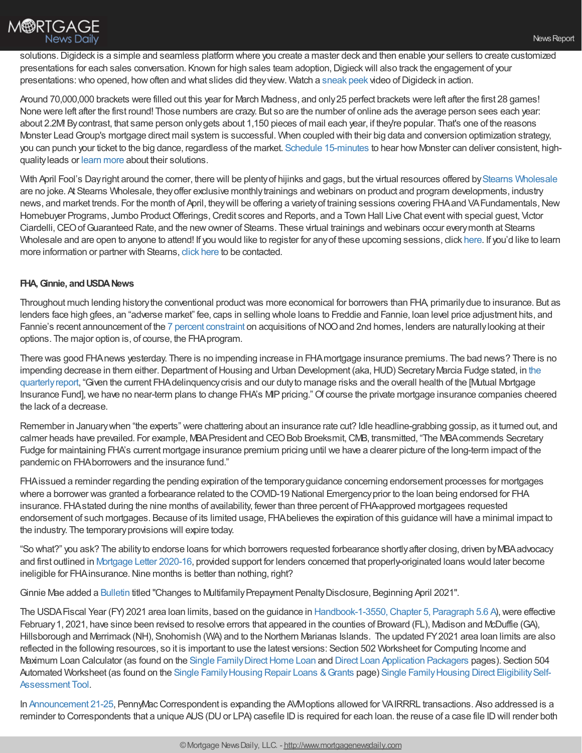solutions. Digideck is a simple and seamless platform where you create a master deck and then enable your sellers to create customized presentations for each sales conversation. Known for high sales team adoption, Digieck will also track the engagement of your presentations: who opened, how often and what slides did they view. Watch a sneak peek video of Digideck in action.

Around 70,000,000 brackets were filled out this year for March Madness, and only 25 perfect brackets were left after the first 28 games! None were left after the first round! Those numbers are crazy. But so are the number of online ads the average person sees each year: about 2.2M! By contrast, that same person only gets about 1,150 pieces of mail each year, if they're popular. That's one of the reasons Monster Lead Group's mortgage direct mail system is successful. When coupled with their big data and conversion optimization strategy, you can punch your ticket to the big dance, regardless of the market. Schedule 15-minutes to hear how Monster can deliver consistent, high-quality leads or learn more about their solutions.

With April Fool's Day right around the corner, there will be plenty of hijinks and gags, but the virtual resources offered by Stearns Wholesale are no joke. At Stearns Wholesale, they offer exclusive monthly trainings and webinars on product and program developments, industry news, and market trends. For the month of April, they will be offering a variety of training sessions covering FHA and VA Fundamentals, New Homebuyer Programs, Jumbo Product Offerings, Credit scores and Reports, and a Town Hall Live Chat event with special guest, Victor Ciardelli, CEO of Guaranteed Rate, and the new owner of Stearns. These virtual trainings and webinars occur every month at Stearns Wholesale and are open to anyone to attend! If you would like to register for any of these upcoming sessions, click here. If you'd like to learn more information or partner with Stearns, click here to be contacted.

**FHA, Ginnie, and USDA News**

Throughout much lending history the conventional product was more economical for borrowers than FHA, primarily due to insurance. But as lenders face high gfees, an "adverse market" fee, caps in selling whole loans to Freddie and Fannie, loan level price adjustment hits, and Fannie's recent announcement of the 7 percent constraint on acquisitions of NOO and 2nd homes, lenders are naturally looking at their options. The major option is, of course, the FHA program.

There was good FHA news yesterday. There is no impending increase in FHA mortgage insurance premiums. The bad news? There is no impending decrease in them either. Department of Housing and Urban Development (aka, HUD) Secretary Marcia Fudge stated, in the quarterly report, "Given the current FHA delinquency crisis and our duty to manage risks and the overall health of the [Mutual Mortgage Insurance Fund], we have no near-term plans to change FHA's MIP pricing." Of course the private mortgage insurance companies cheered the lack of a decrease.

Remember in January when "the experts" were chattering about an insurance rate cut? Idle headline-grabbing gossip, as it turned out, and calmer heads have prevailed. For example, MBA President and CEO Bob Broeksmit, CMB, transmitted, "The MBA commends Secretary Fudge for maintaining FHA's current mortgage insurance premium pricing until we have a clearer picture of the long-term impact of the pandemic on FHA borrowers and the insurance fund."

FHA issued a reminder regarding the pending expiration of the temporary guidance concerning endorsement processes for mortgages where a borrower was granted a forbearance related to the COVID-19 National Emergency prior to the loan being endorsed for FHA insurance. FHA stated during the nine months of availability, fewer than three percent of FHA-approved mortgagees requested endorsement of such mortgages. Because of its limited usage, FHA believes the expiration of this guidance will have a minimal impact to the industry. The temporary provisions will expire today.

"So what?" you ask? The ability to endorse loans for which borrowers requested forbearance shortly after closing, driven by MBA advocacy and first outlined in Mortgage Letter 2020-16, provided support for lenders concerned that properly-originated loans would later become ineligible for FHA insurance. Nine months is better than nothing, right?

Ginnie Mae added a Bulletin titled "Changes to Multifamily Prepayment Penalty Disclosure, Beginning April 2021".

The USDA Fiscal Year (FY) 2021 area loan limits, based on the guidance in Handbook-1-3550, Chapter 5, Paragraph 5.6 A), were effective February 1, 2021, have since been revised to resolve errors that appeared in the counties of Broward (FL), Madison and McDuffie (GA), Hillsborough and Merrimack (NH), Snohomish (WA) and to the Northern Marianas Islands. The updated FY 2021 area loan limits are also reflected in the following resources, so it is important to use the latest versions: Section 502 Worksheet for Computing Income and Maximum Loan Calculator (as found on the Single Family Direct Home Loan and Direct Loan Application Packagers pages). Section 504 Automated Worksheet (as found on the Single Family Housing Repair Loans & Grants page) Single Family Housing Direct Eligibility Self-Assessment Tool.

In Announcement 21-25, PennyMac Correspondent is expanding the AVM options allowed for VA IRRRL transactions. Also addressed is a reminder to Correspondents that a unique AUS (DU or LPA) casefile ID is required for each loan. the reuse of a case file ID will render both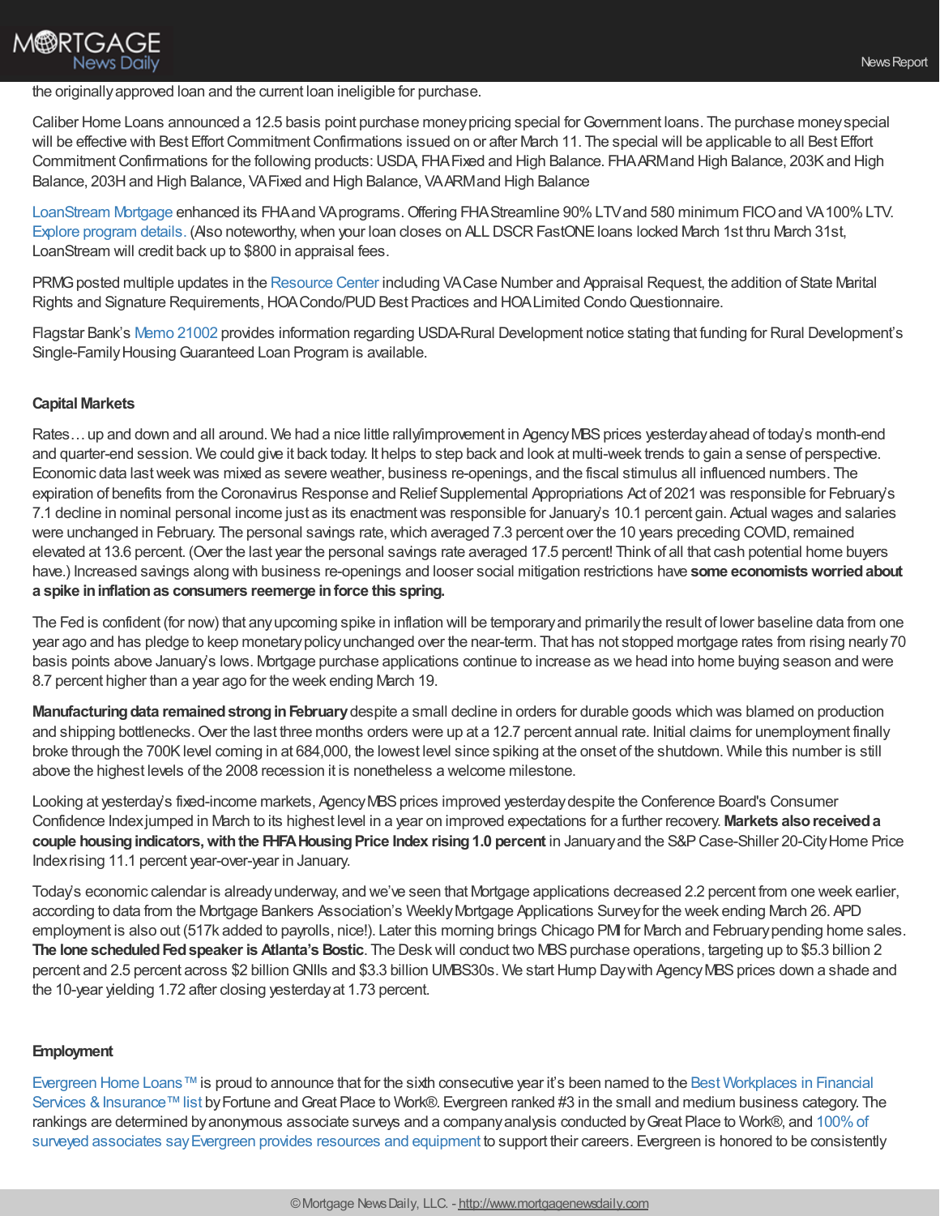the originally approved loan and the current loan ineligible for purchase.

Caliber Home Loans announced a 12.5 basis point purchase money pricing special for Government loans. The purchase money special will be effective with Best Effort Commitment Confirmations issued on or after March 11. The special will be applicable to all Best Effort Commitment Confirmations for the following products: USDA, FHA Fixed and High Balance. FHA ARM and High Balance, 203K and High Balance, 203H and High Balance, VA Fixed and High Balance, VA ARM and High Balance

LoanStream Mortgage enhanced its FHA and VA programs. Offering FHA Streamline 90% LTV and 580 minimum FICO and VA 100% LTV. Explore program details. (Also noteworthy, when your loan closes on ALL DSCR FastONE loans locked March 1st thru March 31st, LoanStream will credit back up to $800 in appraisal fees.

PRMG posted multiple updates in the Resource Center including VA Case Number and Appraisal Request, the addition of State Marital Rights and Signature Requirements, HOA Condo/PUD Best Practices and HOA Limited Condo Questionnaire.

Flagstar Bank's Memo 21002 provides information regarding USDA-Rural Development notice stating that funding for Rural Development's Single-Family Housing Guaranteed Loan Program is available.

### Capital Markets

Rates… up and down and all around. We had a nice little rally/improvement in Agency MBS prices yesterday ahead of today's month-end and quarter-end session. We could give it back today. It helps to step back and look at multi-week trends to gain a sense of perspective. Economic data last week was mixed as severe weather, business re-openings, and the fiscal stimulus all influenced numbers. The expiration of benefits from the Coronavirus Response and Relief Supplemental Appropriations Act of 2021 was responsible for February's 7.1 decline in nominal personal income just as its enactment was responsible for January's 10.1 percent gain. Actual wages and salaries were unchanged in February. The personal savings rate, which averaged 7.3 percent over the 10 years preceding COVID, remained elevated at 13.6 percent. (Over the last year the personal savings rate averaged 17.5 percent! Think of all that cash potential home buyers have.) Increased savings along with business re-openings and looser social mitigation restrictions have **some economists worried about a spike in inflation as consumers reemerge in force this spring.**

The Fed is confident (for now) that any upcoming spike in inflation will be temporary and primarily the result of lower baseline data from one year ago and has pledge to keep monetary policy unchanged over the near-term. That has not stopped mortgage rates from rising nearly 70 basis points above January's lows. Mortgage purchase applications continue to increase as we head into home buying season and were 8.7 percent higher than a year ago for the week ending March 19.

**Manufacturing data remained strong in February** despite a small decline in orders for durable goods which was blamed on production and shipping bottlenecks. Over the last three months orders were up at a 12.7 percent annual rate. Initial claims for unemployment finally broke through the 700K level coming in at 684,000, the lowest level since spiking at the onset of the shutdown. While this number is still above the highest levels of the 2008 recession it is nonetheless a welcome milestone.

Looking at yesterday's fixed-income markets, Agency MBS prices improved yesterday despite the Conference Board's Consumer Confidence Index jumped in March to its highest level in a year on improved expectations for a further recovery. **Markets also received a couple housing indicators, with the FHFA Housing Price Index rising 1.0 percent** in January and the S&P Case-Shiller 20-City Home Price Index rising 11.1 percent year-over-year in January.

Today's economic calendar is already underway, and we've seen that Mortgage applications decreased 2.2 percent from one week earlier, according to data from the Mortgage Bankers Association's Weekly Mortgage Applications Survey for the week ending March 26. APD employment is also out (517k added to payrolls, nice!). Later this morning brings Chicago PMI for March and February pending home sales. **The lone scheduled Fed speaker is Atlanta's Bostic**. The Desk will conduct two MBS purchase operations, targeting up to $5.3 billion 2 percent and 2.5 percent across $2 billion GNIIs and $3.3 billion UMBS30s. We start Hump Day with Agency MBS prices down a shade and the 10-year yielding 1.72 after closing yesterday at 1.73 percent.

### Employment

Evergreen Home Loans™ is proud to announce that for the sixth consecutive year it's been named to the Best Workplaces in Financial Services & Insurance™ list by Fortune and Great Place to Work®. Evergreen ranked #3 in the small and medium business category. The rankings are determined by anonymous associate surveys and a company analysis conducted by Great Place to Work®, and 100% of surveyed associates say Evergreen provides resources and equipment to support their careers. Evergreen is honored to be consistently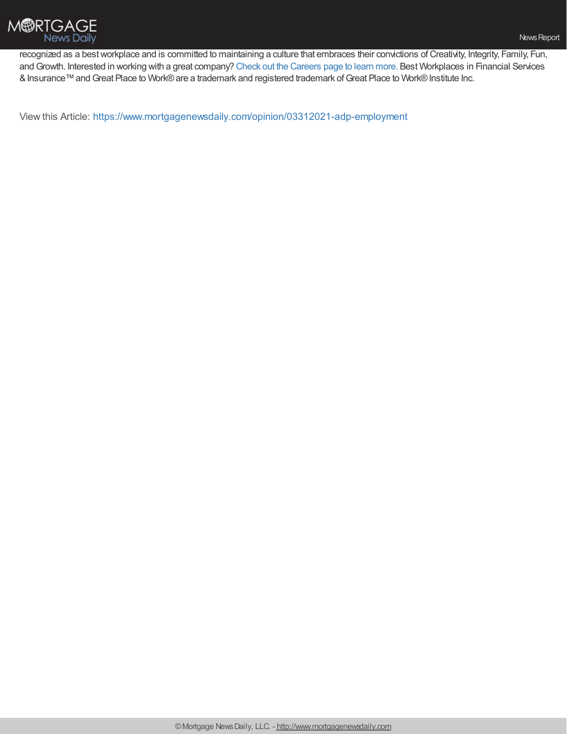recognized as a best workplace and is committed to maintaining a culture that embraces their convictions of Creativity, Integrity, Family, Fun, and Growth. Interested in working with a great company? Check out the Careers page to learn more. Best Workplaces in Financial Services & Insurance™ and Great Place to Work® are a trademark and registered trademark of Great Place to Work® Institute Inc.

View this Article: https://www.mortgagenewsdaily.com/opinion/03312021-adp-employment